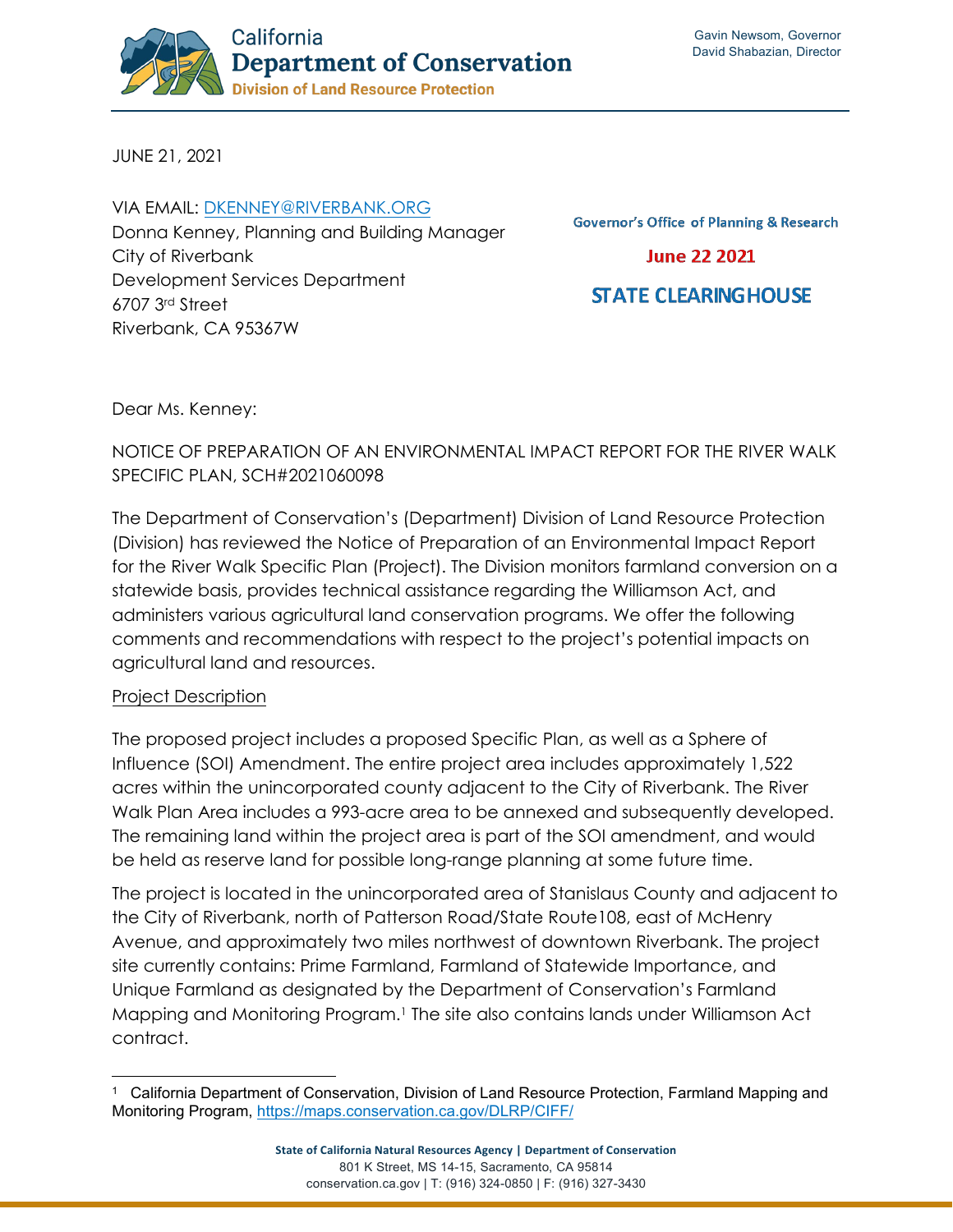California
**Department of Conservation**
**Division of Land Resource Protection**

Gavin Newsom, Governor
David Shabazian, Director

JUNE 21, 2021

VIA EMAIL: DKENNEY@RIVERBANK.ORG
Donna Kenney, Planning and Building Manager
City of Riverbank
Development Services Department
6707 3rd Street
Riverbank, CA 95367W

Governor's Office of Planning & Research
June 22 2021
STATE CLEARINGHOUSE

Dear Ms. Kenney:

NOTICE OF PREPARATION OF AN ENVIRONMENTAL IMPACT REPORT FOR THE RIVER WALK SPECIFIC PLAN, SCH#2021060098

The Department of Conservation's (Department) Division of Land Resource Protection (Division) has reviewed the Notice of Preparation of an Environmental Impact Report for the River Walk Specific Plan (Project). The Division monitors farmland conversion on a statewide basis, provides technical assistance regarding the Williamson Act, and administers various agricultural land conservation programs. We offer the following comments and recommendations with respect to the project's potential impacts on agricultural land and resources.

Project Description

The proposed project includes a proposed Specific Plan, as well as a Sphere of Influence (SOI) Amendment. The entire project area includes approximately 1,522 acres within the unincorporated county adjacent to the City of Riverbank. The River Walk Plan Area includes a 993-acre area to be annexed and subsequently developed. The remaining land within the project area is part of the SOI amendment, and would be held as reserve land for possible long-range planning at some future time.

The project is located in the unincorporated area of Stanislaus County and adjacent to the City of Riverbank, north of Patterson Road/State Route108, east of McHenry Avenue, and approximately two miles northwest of downtown Riverbank. The project site currently contains: Prime Farmland, Farmland of Statewide Importance, and Unique Farmland as designated by the Department of Conservation's Farmland Mapping and Monitoring Program.[1] The site also contains lands under Williamson Act contract.

[1] California Department of Conservation, Division of Land Resource Protection, Farmland Mapping and Monitoring Program, https://maps.conservation.ca.gov/DLRP/CIFF/

State of California Natural Resources Agency | Department of Conservation
801 K Street, MS 14-15, Sacramento, CA 95814
conservation.ca.gov | T: (916) 324-0850 | F: (916) 327-3430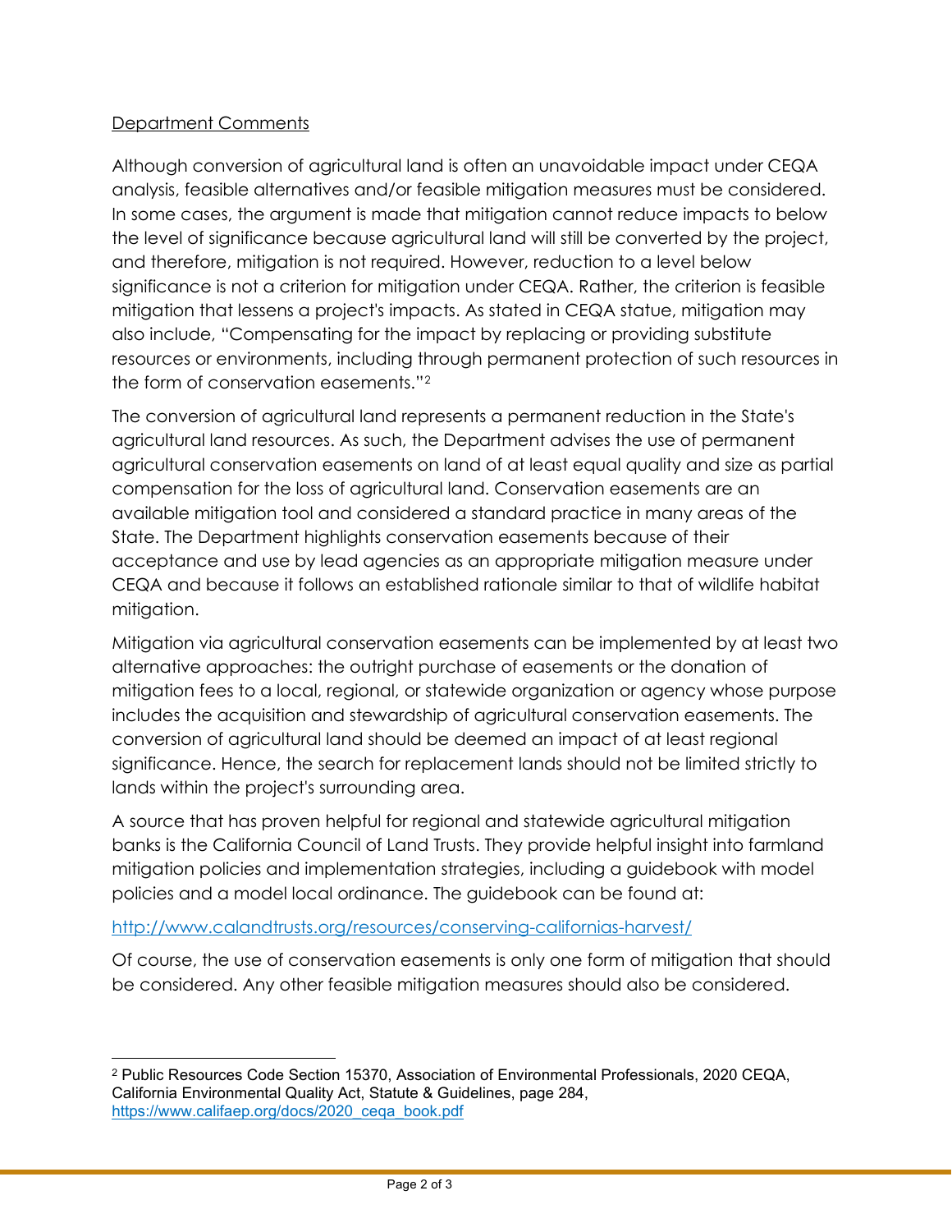Department Comments

Although conversion of agricultural land is often an unavoidable impact under CEQA analysis, feasible alternatives and/or feasible mitigation measures must be considered. In some cases, the argument is made that mitigation cannot reduce impacts to below the level of significance because agricultural land will still be converted by the project, and therefore, mitigation is not required. However, reduction to a level below significance is not a criterion for mitigation under CEQA. Rather, the criterion is feasible mitigation that lessens a project's impacts. As stated in CEQA statue, mitigation may also include, "Compensating for the impact by replacing or providing substitute resources or environments, including through permanent protection of such resources in the form of conservation easements."[2]

The conversion of agricultural land represents a permanent reduction in the State's agricultural land resources. As such, the Department advises the use of permanent agricultural conservation easements on land of at least equal quality and size as partial compensation for the loss of agricultural land. Conservation easements are an available mitigation tool and considered a standard practice in many areas of the State. The Department highlights conservation easements because of their acceptance and use by lead agencies as an appropriate mitigation measure under CEQA and because it follows an established rationale similar to that of wildlife habitat mitigation.

Mitigation via agricultural conservation easements can be implemented by at least two alternative approaches: the outright purchase of easements or the donation of mitigation fees to a local, regional, or statewide organization or agency whose purpose includes the acquisition and stewardship of agricultural conservation easements. The conversion of agricultural land should be deemed an impact of at least regional significance. Hence, the search for replacement lands should not be limited strictly to lands within the project's surrounding area.

A source that has proven helpful for regional and statewide agricultural mitigation banks is the California Council of Land Trusts. They provide helpful insight into farmland mitigation policies and implementation strategies, including a guidebook with model policies and a model local ordinance. The guidebook can be found at:

http://www.calandtrusts.org/resources/conserving-californias-harvest/

Of course, the use of conservation easements is only one form of mitigation that should be considered. Any other feasible mitigation measures should also be considered.

---

[2] Public Resources Code Section 15370, Association of Environmental Professionals, 2020 CEQA, California Environmental Quality Act, Statute & Guidelines, page 284, https://www.califaep.org/docs/2020_ceqa_book.pdf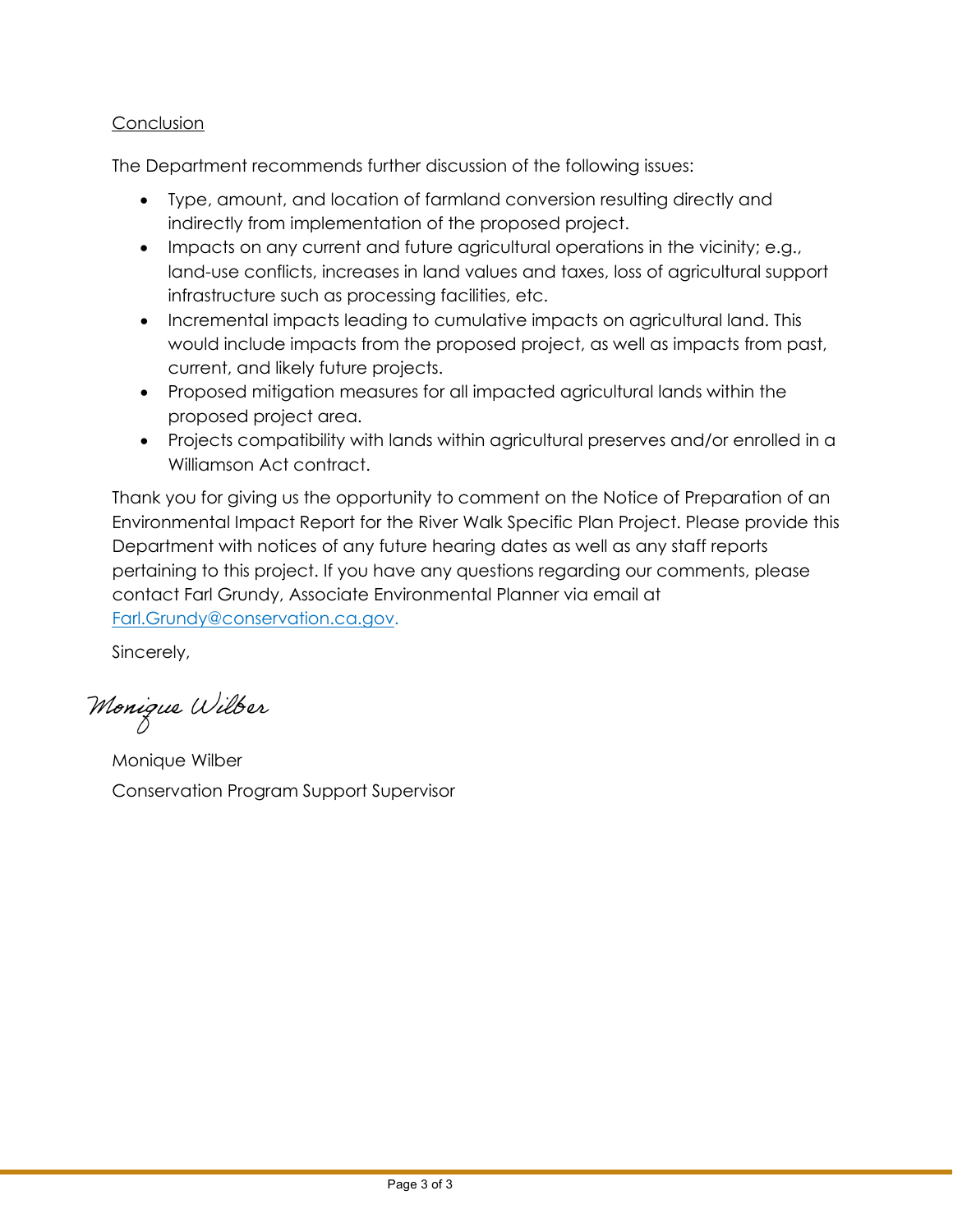Conclusion

The Department recommends further discussion of the following issues:

- Type, amount, and location of farmland conversion resulting directly and indirectly from implementation of the proposed project.
- Impacts on any current and future agricultural operations in the vicinity; e.g., land-use conflicts, increases in land values and taxes, loss of agricultural support infrastructure such as processing facilities, etc.
- Incremental impacts leading to cumulative impacts on agricultural land. This would include impacts from the proposed project, as well as impacts from past, current, and likely future projects.
- Proposed mitigation measures for all impacted agricultural lands within the proposed project area.
- Projects compatibility with lands within agricultural preserves and/or enrolled in a Williamson Act contract.

Thank you for giving us the opportunity to comment on the Notice of Preparation of an Environmental Impact Report for the River Walk Specific Plan Project. Please provide this Department with notices of any future hearing dates as well as any staff reports pertaining to this project. If you have any questions regarding our comments, please contact Farl Grundy, Associate Environmental Planner via email at Farl.Grundy@conservation.ca.gov.

Sincerely,

Monique Wilber

Monique Wilber
Conservation Program Support Supervisor